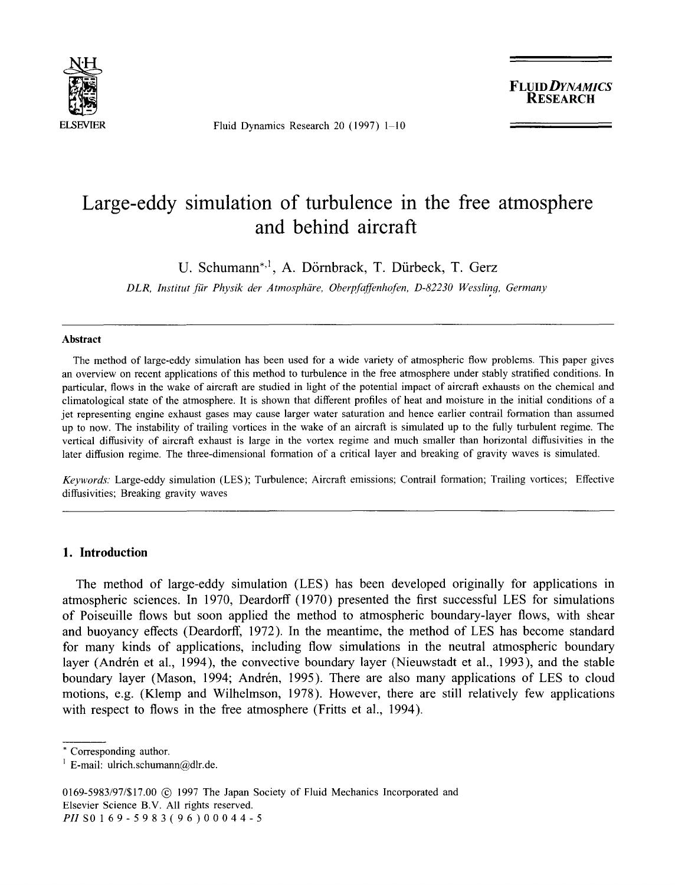# Large-eddy simulation of turbulence in the free atmosphere and behind aircraft

U. Schumann*[,1], A. Dörnbrack, T. Dürbeck, T. Gerz

*DLR, Institut für Physik der Atmosphäre, Oberpfaffenhofen, D-82230 Wessling, Germany*

---

**Abstract**

The method of large-eddy simulation has been used for a wide variety of atmospheric flow problems. This paper gives an overview on recent applications of this method to turbulence in the free atmosphere under stably stratified conditions. In particular, flows in the wake of aircraft are studied in light of the potential impact of aircraft exhausts on the chemical and climatological state of the atmosphere. It is shown that different profiles of heat and moisture in the initial conditions of a jet representing engine exhaust gases may cause larger water saturation and hence earlier contrail formation than assumed up to now. The instability of trailing vortices in the wake of an aircraft is simulated up to the fully turbulent regime. The vertical diffusivity of aircraft exhaust is large in the vortex regime and much smaller than horizontal diffusivities in the later diffusion regime. The three-dimensional formation of a critical layer and breaking of gravity waves is simulated.

*Keywords:* Large-eddy simulation (LES); Turbulence; Aircraft emissions; Contrail formation; Trailing vortices; Effective diffusivities; Breaking gravity waves

---

## 1. Introduction

The method of large-eddy simulation (LES) has been developed originally for applications in atmospheric sciences. In 1970, Deardorff (1970) presented the first successful LES for simulations of Poiseuille flows but soon applied the method to atmospheric boundary-layer flows, with shear and buoyancy effects (Deardorff, 1972). In the meantime, the method of LES has become standard for many kinds of applications, including flow simulations in the neutral atmospheric boundary layer (Andrén et al., 1994), the convective boundary layer (Nieuwstadt et al., 1993), and the stable boundary layer (Mason, 1994; Andrén, 1995). There are also many applications of LES to cloud motions, e.g. (Klemp and Wilhelmson, 1978). However, there are still relatively few applications with respect to flows in the free atmosphere (Fritts et al., 1994).

---

\* Corresponding author.

[1] E-mail: ulrich.schumann@dlr.de.

0169-5983/97/$17.00 © 1997 The Japan Society of Fluid Mechanics Incorporated and Elsevier Science B.V. All rights reserved.
*PII* S0169-5983(96)00044-5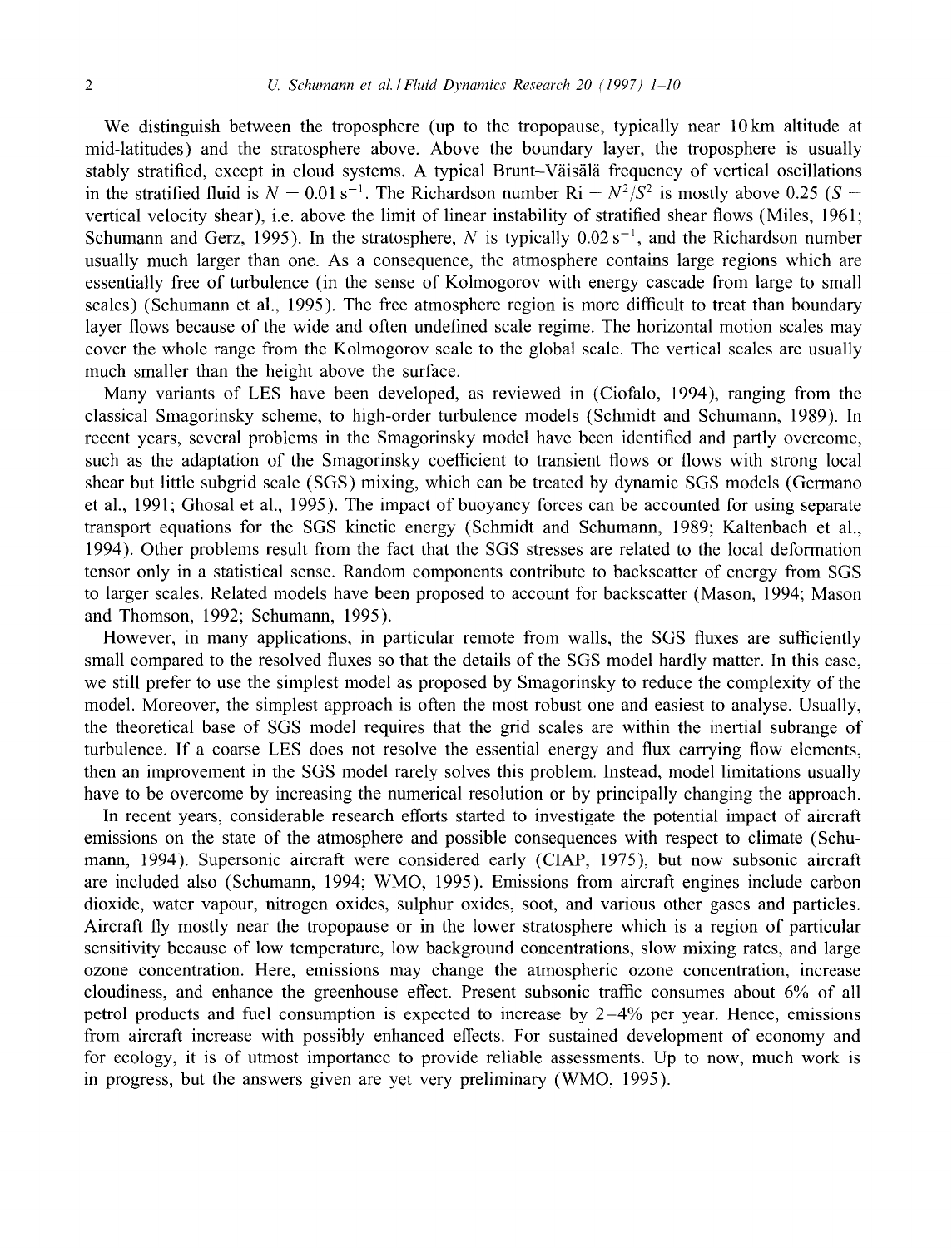We distinguish between the troposphere (up to the tropopause, typically near 10 km altitude at mid-latitudes) and the stratosphere above. Above the boundary layer, the troposphere is usually stably stratified, except in cloud systems. A typical Brunt–Väisälä frequency of vertical oscillations in the stratified fluid is $N = 0.01\,\mathrm{s}^{-1}$. The Richardson number $\mathrm{Ri} = N^2/S^2$ is mostly above 0.25 ($S$ = vertical velocity shear), i.e. above the limit of linear instability of stratified shear flows (Miles, 1961; Schumann and Gerz, 1995). In the stratosphere, $N$ is typically $0.02\,\mathrm{s}^{-1}$, and the Richardson number usually much larger than one. As a consequence, the atmosphere contains large regions which are essentially free of turbulence (in the sense of Kolmogorov with energy cascade from large to small scales) (Schumann et al., 1995). The free atmosphere region is more difficult to treat than boundary layer flows because of the wide and often undefined scale regime. The horizontal motion scales may cover the whole range from the Kolmogorov scale to the global scale. The vertical scales are usually much smaller than the height above the surface.

Many variants of LES have been developed, as reviewed in (Ciofalo, 1994), ranging from the classical Smagorinsky scheme, to high-order turbulence models (Schmidt and Schumann, 1989). In recent years, several problems in the Smagorinsky model have been identified and partly overcome, such as the adaptation of the Smagorinsky coefficient to transient flows or flows with strong local shear but little subgrid scale (SGS) mixing, which can be treated by dynamic SGS models (Germano et al., 1991; Ghosal et al., 1995). The impact of buoyancy forces can be accounted for using separate transport equations for the SGS kinetic energy (Schmidt and Schumann, 1989; Kaltenbach et al., 1994). Other problems result from the fact that the SGS stresses are related to the local deformation tensor only in a statistical sense. Random components contribute to backscatter of energy from SGS to larger scales. Related models have been proposed to account for backscatter (Mason, 1994; Mason and Thomson, 1992; Schumann, 1995).

However, in many applications, in particular remote from walls, the SGS fluxes are sufficiently small compared to the resolved fluxes so that the details of the SGS model hardly matter. In this case, we still prefer to use the simplest model as proposed by Smagorinsky to reduce the complexity of the model. Moreover, the simplest approach is often the most robust one and easiest to analyse. Usually, the theoretical base of SGS model requires that the grid scales are within the inertial subrange of turbulence. If a coarse LES does not resolve the essential energy and flux carrying flow elements, then an improvement in the SGS model rarely solves this problem. Instead, model limitations usually have to be overcome by increasing the numerical resolution or by principally changing the approach.

In recent years, considerable research efforts started to investigate the potential impact of aircraft emissions on the state of the atmosphere and possible consequences with respect to climate (Schumann, 1994). Supersonic aircraft were considered early (CIAP, 1975), but now subsonic aircraft are included also (Schumann, 1994; WMO, 1995). Emissions from aircraft engines include carbon dioxide, water vapour, nitrogen oxides, sulphur oxides, soot, and various other gases and particles. Aircraft fly mostly near the tropopause or in the lower stratosphere which is a region of particular sensitivity because of low temperature, low background concentrations, slow mixing rates, and large ozone concentration. Here, emissions may change the atmospheric ozone concentration, increase cloudiness, and enhance the greenhouse effect. Present subsonic traffic consumes about 6% of all petrol products and fuel consumption is expected to increase by 2–4% per year. Hence, emissions from aircraft increase with possibly enhanced effects. For sustained development of economy and for ecology, it is of utmost importance to provide reliable assessments. Up to now, much work is in progress, but the answers given are yet very preliminary (WMO, 1995).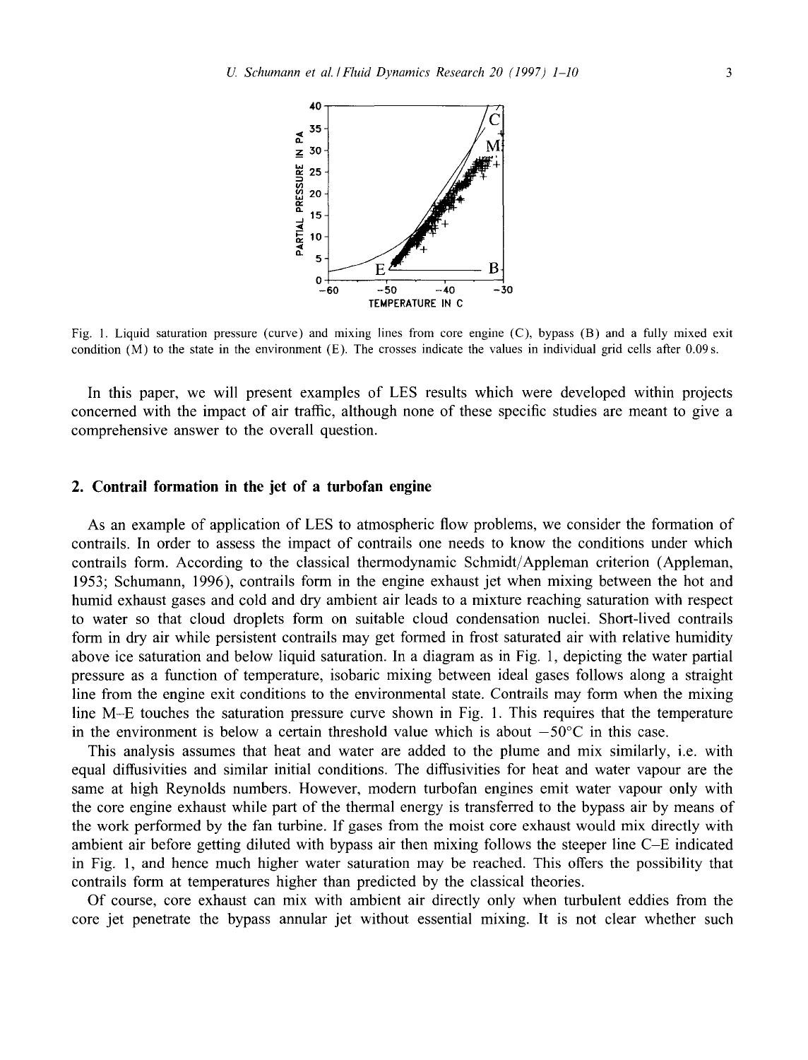40
35
30
25
20
15
10
5
0
PARTIAL PRESSURE IN PA
-60
-50
-40
-30
TEMPERATURE IN C
C
M
E
B

Fig. 1. Liquid saturation pressure (curve) and mixing lines from core engine (C), bypass (B) and a fully mixed exit condition (M) to the state in the environment (E). The crosses indicate the values in individual grid cells after 0.09 s.

In this paper, we will present examples of LES results which were developed within projects concerned with the impact of air traffic, although none of these specific studies are meant to give a comprehensive answer to the overall question.

## 2. Contrail formation in the jet of a turbofan engine

As an example of application of LES to atmospheric flow problems, we consider the formation of contrails. In order to assess the impact of contrails one needs to know the conditions under which contrails form. According to the classical thermodynamic Schmidt/Appleman criterion (Appleman, 1953; Schumann, 1996), contrails form in the engine exhaust jet when mixing between the hot and humid exhaust gases and cold and dry ambient air leads to a mixture reaching saturation with respect to water so that cloud droplets form on suitable cloud condensation nuclei. Short-lived contrails form in dry air while persistent contrails may get formed in frost saturated air with relative humidity above ice saturation and below liquid saturation. In a diagram as in Fig. 1, depicting the water partial pressure as a function of temperature, isobaric mixing between ideal gases follows along a straight line from the engine exit conditions to the environmental state. Contrails may form when the mixing line M–E touches the saturation pressure curve shown in Fig. 1. This requires that the temperature in the environment is below a certain threshold value which is about $-50°C$ in this case.

This analysis assumes that heat and water are added to the plume and mix similarly, i.e. with equal diffusivities and similar initial conditions. The diffusivities for heat and water vapour are the same at high Reynolds numbers. However, modern turbofan engines emit water vapour only with the core engine exhaust while part of the thermal energy is transferred to the bypass air by means of the work performed by the fan turbine. If gases from the moist core exhaust would mix directly with ambient air before getting diluted with bypass air then mixing follows the steeper line C–E indicated in Fig. 1, and hence much higher water saturation may be reached. This offers the possibility that contrails form at temperatures higher than predicted by the classical theories.

Of course, core exhaust can mix with ambient air directly only when turbulent eddies from the core jet penetrate the bypass annular jet without essential mixing. It is not clear whether such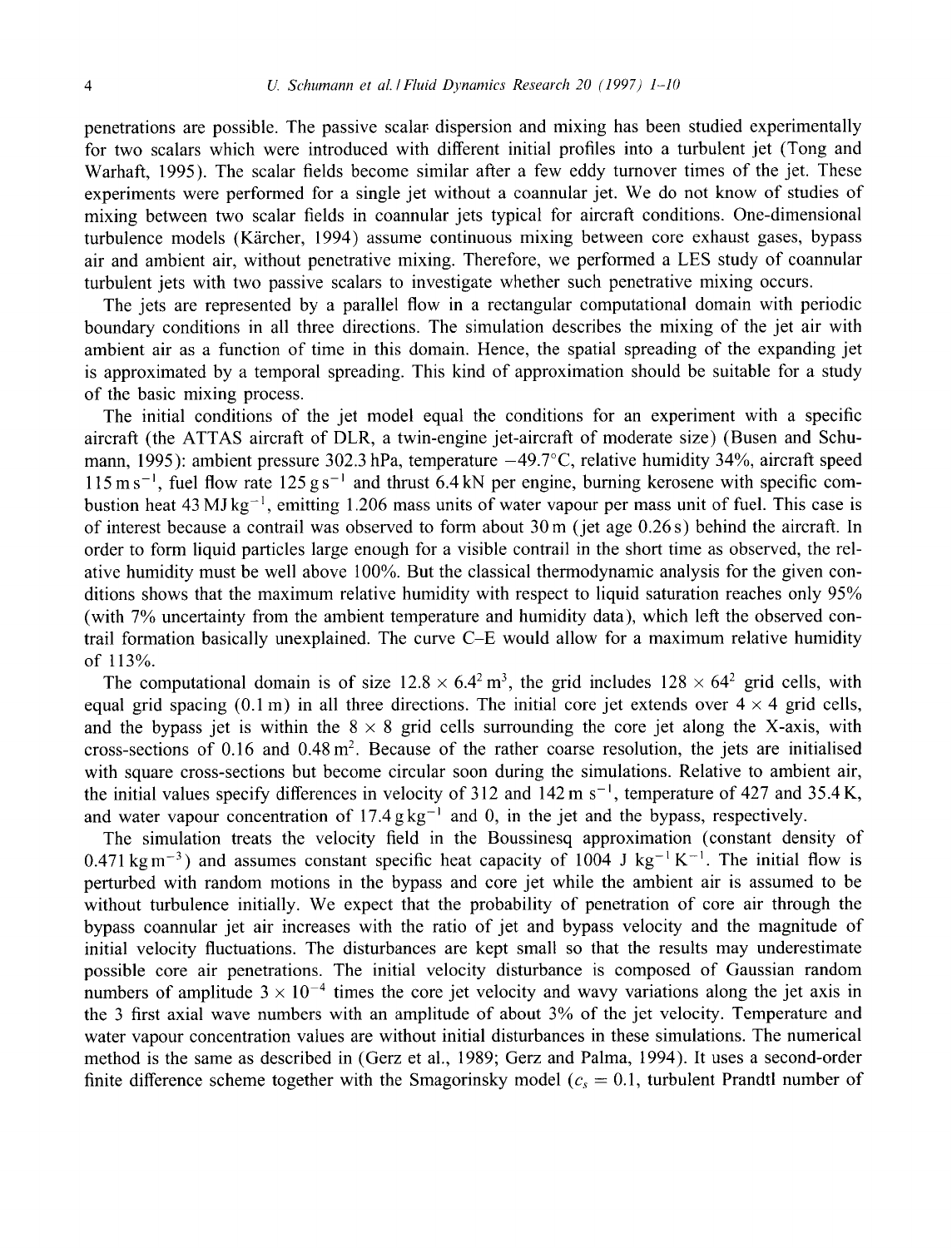penetrations are possible. The passive scalar dispersion and mixing has been studied experimentally for two scalars which were introduced with different initial profiles into a turbulent jet (Tong and Warhaft, 1995). The scalar fields become similar after a few eddy turnover times of the jet. These experiments were performed for a single jet without a coannular jet. We do not know of studies of mixing between two scalar fields in coannular jets typical for aircraft conditions. One-dimensional turbulence models (Kärcher, 1994) assume continuous mixing between core exhaust gases, bypass air and ambient air, without penetrative mixing. Therefore, we performed a LES study of coannular turbulent jets with two passive scalars to investigate whether such penetrative mixing occurs.

The jets are represented by a parallel flow in a rectangular computational domain with periodic boundary conditions in all three directions. The simulation describes the mixing of the jet air with ambient air as a function of time in this domain. Hence, the spatial spreading of the expanding jet is approximated by a temporal spreading. This kind of approximation should be suitable for a study of the basic mixing process.

The initial conditions of the jet model equal the conditions for an experiment with a specific aircraft (the ATTAS aircraft of DLR, a twin-engine jet-aircraft of moderate size) (Busen and Schumann, 1995): ambient pressure 302.3 hPa, temperature −49.7°C, relative humidity 34%, aircraft speed 115 m s$^{-1}$, fuel flow rate 125 g s$^{-1}$ and thrust 6.4 kN per engine, burning kerosene with specific combustion heat 43 MJ kg$^{-1}$, emitting 1.206 mass units of water vapour per mass unit of fuel. This case is of interest because a contrail was observed to form about 30 m (jet age 0.26 s) behind the aircraft. In order to form liquid particles large enough for a visible contrail in the short time as observed, the relative humidity must be well above 100%. But the classical thermodynamic analysis for the given conditions shows that the maximum relative humidity with respect to liquid saturation reaches only 95% (with 7% uncertainty from the ambient temperature and humidity data), which left the observed contrail formation basically unexplained. The curve C–E would allow for a maximum relative humidity of 113%.

The computational domain is of size $12.8 \times 6.4^2$ m$^3$, the grid includes $128 \times 64^2$ grid cells, with equal grid spacing (0.1 m) in all three directions. The initial core jet extends over $4 \times 4$ grid cells, and the bypass jet is within the $8 \times 8$ grid cells surrounding the core jet along the X-axis, with cross-sections of 0.16 and 0.48 m$^2$. Because of the rather coarse resolution, the jets are initialised with square cross-sections but become circular soon during the simulations. Relative to ambient air, the initial values specify differences in velocity of 312 and 142 m s$^{-1}$, temperature of 427 and 35.4 K, and water vapour concentration of 17.4 g kg$^{-1}$ and 0, in the jet and the bypass, respectively.

The simulation treats the velocity field in the Boussinesq approximation (constant density of 0.471 kg m$^{-3}$) and assumes constant specific heat capacity of 1004 J kg$^{-1}$ K$^{-1}$. The initial flow is perturbed with random motions in the bypass and core jet while the ambient air is assumed to be without turbulence initially. We expect that the probability of penetration of core air through the bypass coannular jet air increases with the ratio of jet and bypass velocity and the magnitude of initial velocity fluctuations. The disturbances are kept small so that the results may underestimate possible core air penetrations. The initial velocity disturbance is composed of Gaussian random numbers of amplitude $3 \times 10^{-4}$ times the core jet velocity and wavy variations along the jet axis in the 3 first axial wave numbers with an amplitude of about 3% of the jet velocity. Temperature and water vapour concentration values are without initial disturbances in these simulations. The numerical method is the same as described in (Gerz et al., 1989; Gerz and Palma, 1994). It uses a second-order finite difference scheme together with the Smagorinsky model ($c_s = 0.1$, turbulent Prandtl number of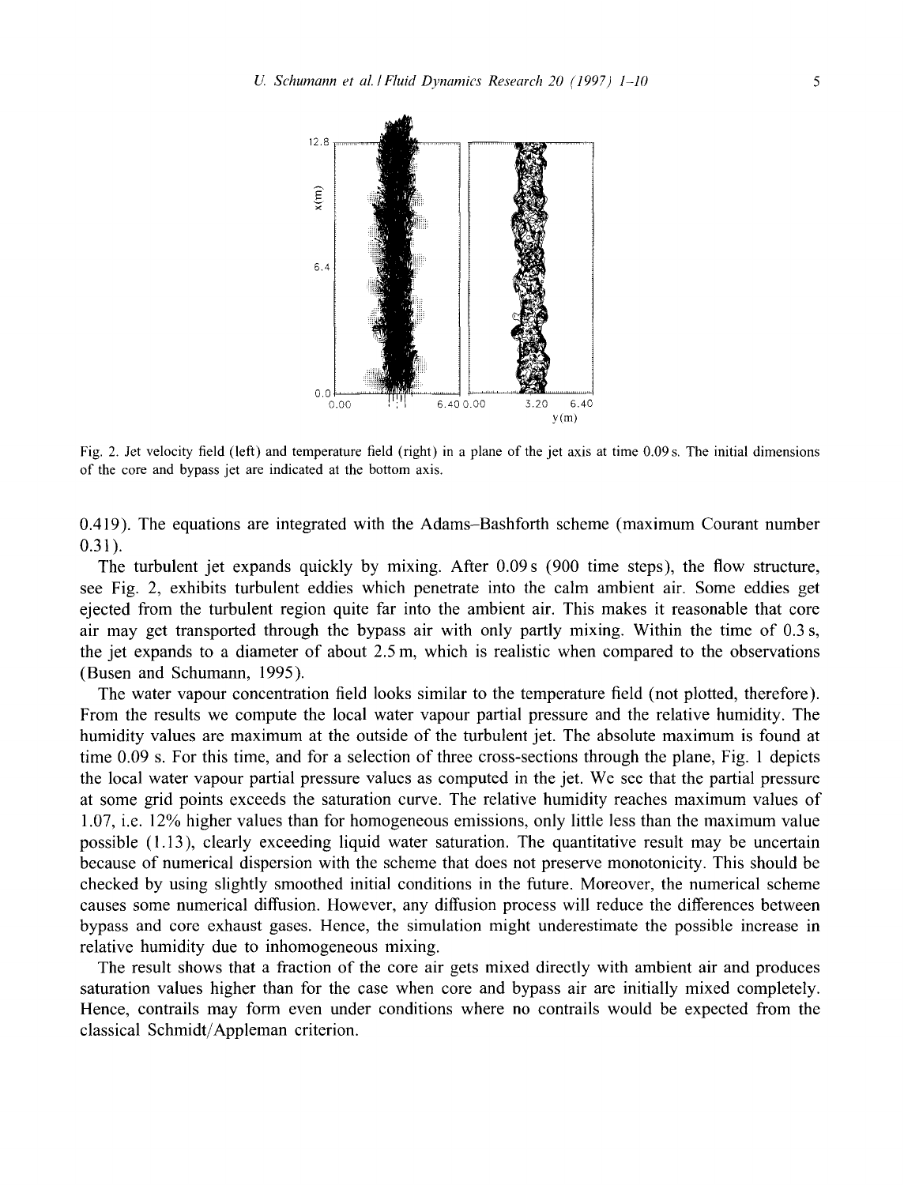Fig. 2. Jet velocity field (left) and temperature field (right) in a plane of the jet axis at time 0.09 s. The initial dimensions of the core and bypass jet are indicated at the bottom axis.

0.419). The equations are integrated with the Adams–Bashforth scheme (maximum Courant number 0.31).

The turbulent jet expands quickly by mixing. After 0.09 s (900 time steps), the flow structure, see Fig. 2, exhibits turbulent eddies which penetrate into the calm ambient air. Some eddies get ejected from the turbulent region quite far into the ambient air. This makes it reasonable that core air may get transported through the bypass air with only partly mixing. Within the time of 0.3 s, the jet expands to a diameter of about 2.5 m, which is realistic when compared to the observations (Busen and Schumann, 1995).

The water vapour concentration field looks similar to the temperature field (not plotted, therefore). From the results we compute the local water vapour partial pressure and the relative humidity. The humidity values are maximum at the outside of the turbulent jet. The absolute maximum is found at time 0.09 s. For this time, and for a selection of three cross-sections through the plane, Fig. 1 depicts the local water vapour partial pressure values as computed in the jet. We see that the partial pressure at some grid points exceeds the saturation curve. The relative humidity reaches maximum values of 1.07, i.e. 12% higher values than for homogeneous emissions, only little less than the maximum value possible (1.13), clearly exceeding liquid water saturation. The quantitative result may be uncertain because of numerical dispersion with the scheme that does not preserve monotonicity. This should be checked by using slightly smoothed initial conditions in the future. Moreover, the numerical scheme causes some numerical diffusion. However, any diffusion process will reduce the differences between bypass and core exhaust gases. Hence, the simulation might underestimate the possible increase in relative humidity due to inhomogeneous mixing.

The result shows that a fraction of the core air gets mixed directly with ambient air and produces saturation values higher than for the case when core and bypass air are initially mixed completely. Hence, contrails may form even under conditions where no contrails would be expected from the classical Schmidt/Appleman criterion.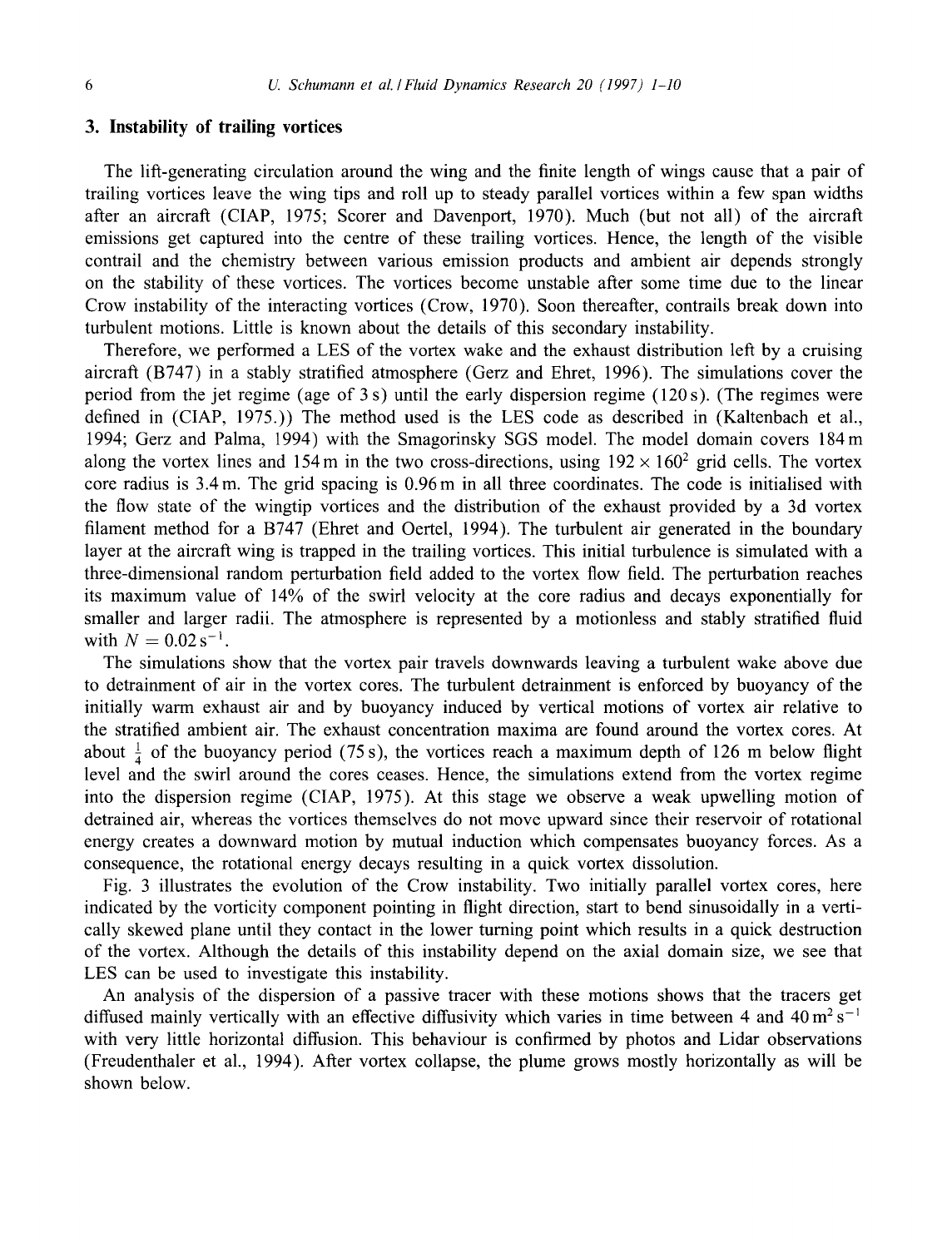## 3. Instability of trailing vortices

The lift-generating circulation around the wing and the finite length of wings cause that a pair of trailing vortices leave the wing tips and roll up to steady parallel vortices within a few span widths after an aircraft (CIAP, 1975; Scorer and Davenport, 1970). Much (but not all) of the aircraft emissions get captured into the centre of these trailing vortices. Hence, the length of the visible contrail and the chemistry between various emission products and ambient air depends strongly on the stability of these vortices. The vortices become unstable after some time due to the linear Crow instability of the interacting vortices (Crow, 1970). Soon thereafter, contrails break down into turbulent motions. Little is known about the details of this secondary instability.

Therefore, we performed a LES of the vortex wake and the exhaust distribution left by a cruising aircraft (B747) in a stably stratified atmosphere (Gerz and Ehret, 1996). The simulations cover the period from the jet regime (age of 3 s) until the early dispersion regime (120 s). (The regimes were defined in (CIAP, 1975.)) The method used is the LES code as described in (Kaltenbach et al., 1994; Gerz and Palma, 1994) with the Smagorinsky SGS model. The model domain covers 184 m along the vortex lines and 154 m in the two cross-directions, using $192 \times 160^2$ grid cells. The vortex core radius is 3.4 m. The grid spacing is 0.96 m in all three coordinates. The code is initialised with the flow state of the wingtip vortices and the distribution of the exhaust provided by a 3d vortex filament method for a B747 (Ehret and Oertel, 1994). The turbulent air generated in the boundary layer at the aircraft wing is trapped in the trailing vortices. This initial turbulence is simulated with a three-dimensional random perturbation field added to the vortex flow field. The perturbation reaches its maximum value of 14% of the swirl velocity at the core radius and decays exponentially for smaller and larger radii. The atmosphere is represented by a motionless and stably stratified fluid with $N = 0.02\,\mathrm{s}^{-1}$.

The simulations show that the vortex pair travels downwards leaving a turbulent wake above due to detrainment of air in the vortex cores. The turbulent detrainment is enforced by buoyancy of the initially warm exhaust air and by buoyancy induced by vertical motions of vortex air relative to the stratified ambient air. The exhaust concentration maxima are found around the vortex cores. At about $\frac{1}{4}$ of the buoyancy period (75 s), the vortices reach a maximum depth of 126 m below flight level and the swirl around the cores ceases. Hence, the simulations extend from the vortex regime into the dispersion regime (CIAP, 1975). At this stage we observe a weak upwelling motion of detrained air, whereas the vortices themselves do not move upward since their reservoir of rotational energy creates a downward motion by mutual induction which compensates buoyancy forces. As a consequence, the rotational energy decays resulting in a quick vortex dissolution.

Fig. 3 illustrates the evolution of the Crow instability. Two initially parallel vortex cores, here indicated by the vorticity component pointing in flight direction, start to bend sinusoidally in a vertically skewed plane until they contact in the lower turning point which results in a quick destruction of the vortex. Although the details of this instability depend on the axial domain size, we see that LES can be used to investigate this instability.

An analysis of the dispersion of a passive tracer with these motions shows that the tracers get diffused mainly vertically with an effective diffusivity which varies in time between 4 and $40\,\mathrm{m}^2\,\mathrm{s}^{-1}$ with very little horizontal diffusion. This behaviour is confirmed by photos and Lidar observations (Freudenthaler et al., 1994). After vortex collapse, the plume grows mostly horizontally as will be shown below.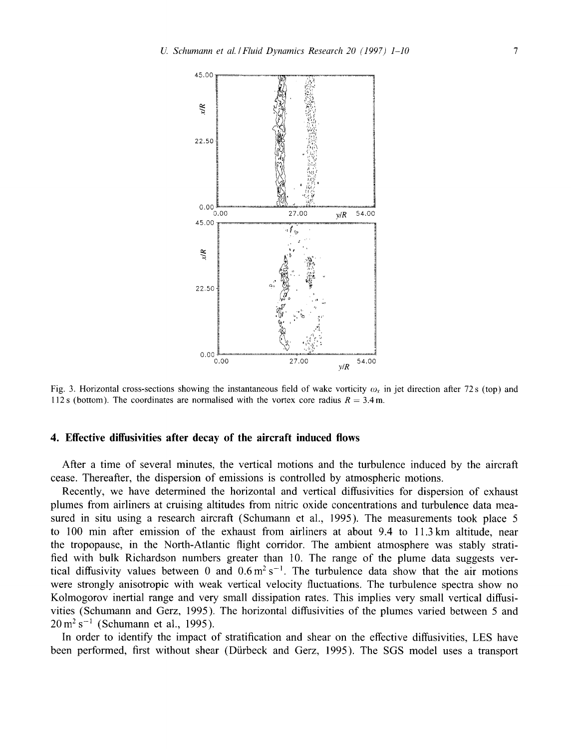Fig. 3. Horizontal cross-sections showing the instantaneous field of wake vorticity $\omega_x$ in jet direction after 72 s (top) and 112 s (bottom). The coordinates are normalised with the vortex core radius $R = 3.4$ m.

## 4. Effective diffusivities after decay of the aircraft induced flows

After a time of several minutes, the vertical motions and the turbulence induced by the aircraft cease. Thereafter, the dispersion of emissions is controlled by atmospheric motions.

Recently, we have determined the horizontal and vertical diffusivities for dispersion of exhaust plumes from airliners at cruising altitudes from nitric oxide concentrations and turbulence data measured in situ using a research aircraft (Schumann et al., 1995). The measurements took place 5 to 100 min after emission of the exhaust from airliners at about 9.4 to 11.3 km altitude, near the tropopause, in the North-Atlantic flight corridor. The ambient atmosphere was stably stratified with bulk Richardson numbers greater than 10. The range of the plume data suggests vertical diffusivity values between 0 and $0.6\,\mathrm{m^2\,s^{-1}}$. The turbulence data show that the air motions were strongly anisotropic with weak vertical velocity fluctuations. The turbulence spectra show no Kolmogorov inertial range and very small dissipation rates. This implies very small vertical diffusivities (Schumann and Gerz, 1995). The horizontal diffusivities of the plumes varied between 5 and $20\,\mathrm{m^2\,s^{-1}}$ (Schumann et al., 1995).

In order to identify the impact of stratification and shear on the effective diffusivities, LES have been performed, first without shear (Dürbeck and Gerz, 1995). The SGS model uses a transport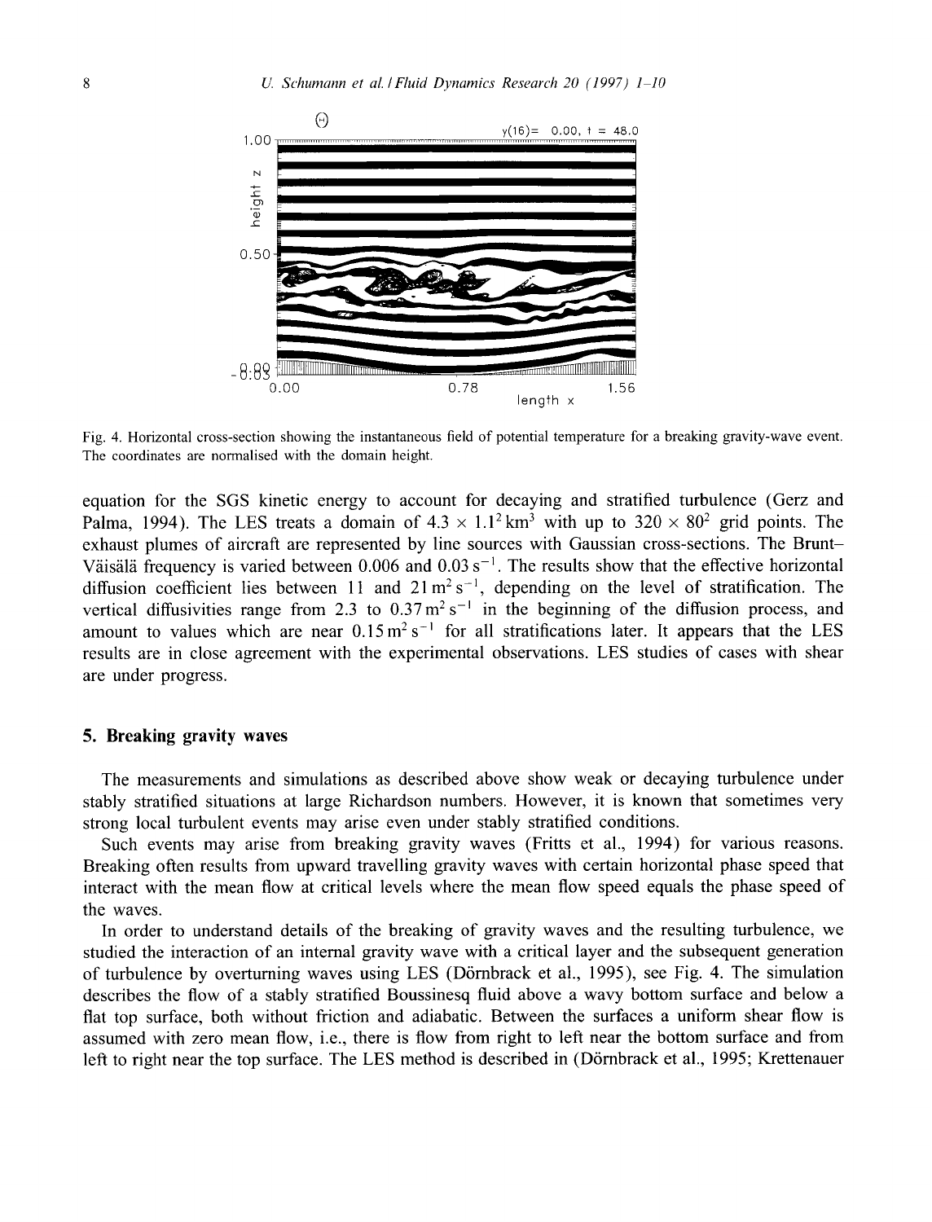Fig. 4. Horizontal cross-section showing the instantaneous field of potential temperature for a breaking gravity-wave event. The coordinates are normalised with the domain height.

equation for the SGS kinetic energy to account for decaying and stratified turbulence (Gerz and Palma, 1994). The LES treats a domain of $4.3 \times 1.1^2\,\mathrm{km}^3$ with up to $320 \times 80^2$ grid points. The exhaust plumes of aircraft are represented by line sources with Gaussian cross-sections. The Brunt–Väisälä frequency is varied between 0.006 and $0.03\,\mathrm{s}^{-1}$. The results show that the effective horizontal diffusion coefficient lies between 11 and $21\,\mathrm{m}^2\,\mathrm{s}^{-1}$, depending on the level of stratification. The vertical diffusivities range from 2.3 to $0.37\,\mathrm{m}^2\,\mathrm{s}^{-1}$ in the beginning of the diffusion process, and amount to values which are near $0.15\,\mathrm{m}^2\,\mathrm{s}^{-1}$ for all stratifications later. It appears that the LES results are in close agreement with the experimental observations. LES studies of cases with shear are under progress.

## 5. Breaking gravity waves

The measurements and simulations as described above show weak or decaying turbulence under stably stratified situations at large Richardson numbers. However, it is known that sometimes very strong local turbulent events may arise even under stably stratified conditions.

Such events may arise from breaking gravity waves (Fritts et al., 1994) for various reasons. Breaking often results from upward travelling gravity waves with certain horizontal phase speed that interact with the mean flow at critical levels where the mean flow speed equals the phase speed of the waves.

In order to understand details of the breaking of gravity waves and the resulting turbulence, we studied the interaction of an internal gravity wave with a critical layer and the subsequent generation of turbulence by overturning waves using LES (Dörnbrack et al., 1995), see Fig. 4. The simulation describes the flow of a stably stratified Boussinesq fluid above a wavy bottom surface and below a flat top surface, both without friction and adiabatic. Between the surfaces a uniform shear flow is assumed with zero mean flow, i.e., there is flow from right to left near the bottom surface and from left to right near the top surface. The LES method is described in (Dörnbrack et al., 1995; Krettenauer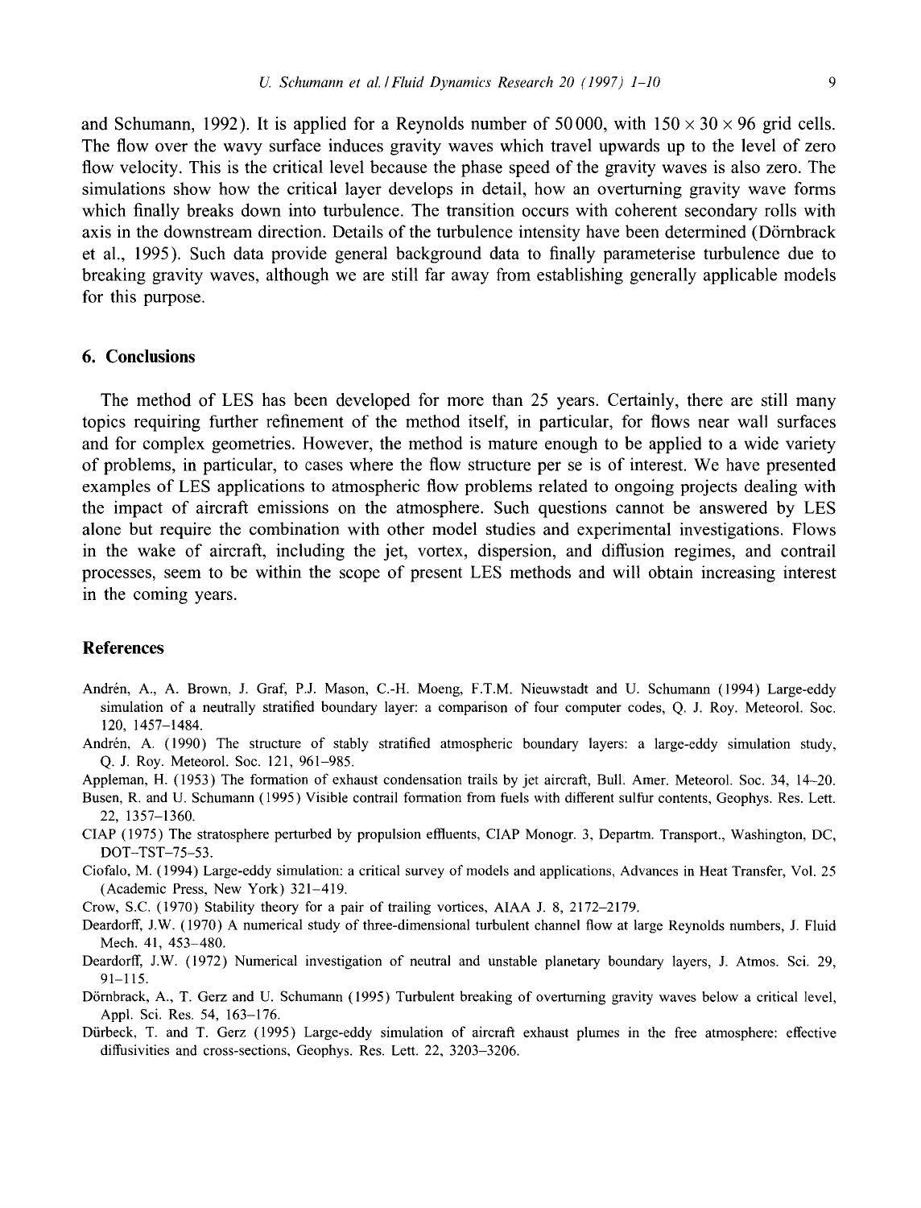and Schumann, 1992). It is applied for a Reynolds number of 50 000, with $150 \times 30 \times 96$ grid cells. The flow over the wavy surface induces gravity waves which travel upwards up to the level of zero flow velocity. This is the critical level because the phase speed of the gravity waves is also zero. The simulations show how the critical layer develops in detail, how an overturning gravity wave forms which finally breaks down into turbulence. The transition occurs with coherent secondary rolls with axis in the downstream direction. Details of the turbulence intensity have been determined (Dörnbrack et al., 1995). Such data provide general background data to finally parameterise turbulence due to breaking gravity waves, although we are still far away from establishing generally applicable models for this purpose.

## 6. Conclusions

The method of LES has been developed for more than 25 years. Certainly, there are still many topics requiring further refinement of the method itself, in particular, for flows near wall surfaces and for complex geometries. However, the method is mature enough to be applied to a wide variety of problems, in particular, to cases where the flow structure per se is of interest. We have presented examples of LES applications to atmospheric flow problems related to ongoing projects dealing with the impact of aircraft emissions on the atmosphere. Such questions cannot be answered by LES alone but require the combination with other model studies and experimental investigations. Flows in the wake of aircraft, including the jet, vortex, dispersion, and diffusion regimes, and contrail processes, seem to be within the scope of present LES methods and will obtain increasing interest in the coming years.

## References

Andrén, A., A. Brown, J. Graf, P.J. Mason, C.-H. Moeng, F.T.M. Nieuwstadt and U. Schumann (1994) Large-eddy simulation of a neutrally stratified boundary layer: a comparison of four computer codes, Q. J. Roy. Meteorol. Soc. 120, 1457–1484.

Andrén, A. (1990) The structure of stably stratified atmospheric boundary layers: a large-eddy simulation study, Q. J. Roy. Meteorol. Soc. 121, 961–985.

Appleman, H. (1953) The formation of exhaust condensation trails by jet aircraft, Bull. Amer. Meteorol. Soc. 34, 14–20.

Busen, R. and U. Schumann (1995) Visible contrail formation from fuels with different sulfur contents, Geophys. Res. Lett. 22, 1357–1360.

CIAP (1975) The stratosphere perturbed by propulsion effluents, CIAP Monogr. 3, Departm. Transport., Washington, DC, DOT–TST–75–53.

Ciofalo, M. (1994) Large-eddy simulation: a critical survey of models and applications, Advances in Heat Transfer, Vol. 25 (Academic Press, New York) 321–419.

Crow, S.C. (1970) Stability theory for a pair of trailing vortices, AIAA J. 8, 2172–2179.

Deardorff, J.W. (1970) A numerical study of three-dimensional turbulent channel flow at large Reynolds numbers, J. Fluid Mech. 41, 453–480.

Deardorff, J.W. (1972) Numerical investigation of neutral and unstable planetary boundary layers, J. Atmos. Sci. 29, 91–115.

Dörnbrack, A., T. Gerz and U. Schumann (1995) Turbulent breaking of overturning gravity waves below a critical level, Appl. Sci. Res. 54, 163–176.

Dürbeck, T. and T. Gerz (1995) Large-eddy simulation of aircraft exhaust plumes in the free atmosphere: effective diffusivities and cross-sections, Geophys. Res. Lett. 22, 3203–3206.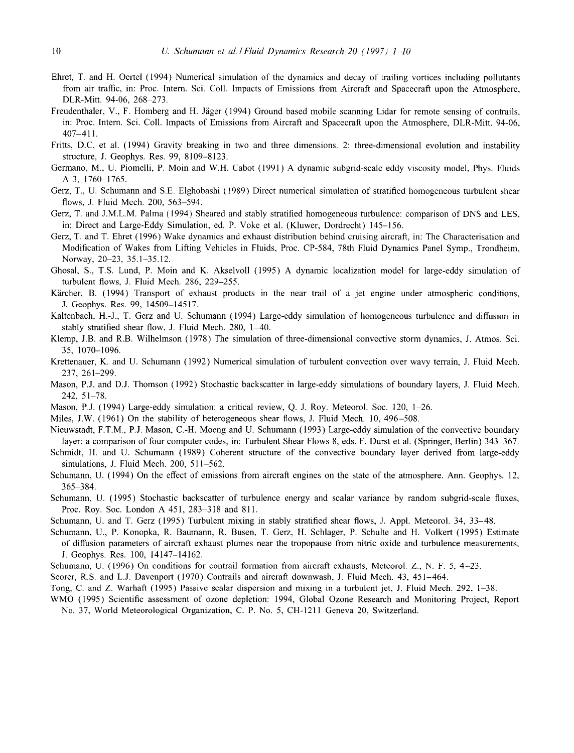Ehret, T. and H. Oertel (1994) Numerical simulation of the dynamics and decay of trailing vortices including pollutants from air traffic, in: Proc. Intern. Sci. Coll. Impacts of Emissions from Aircraft and Spacecraft upon the Atmosphere, DLR-Mitt. 94-06, 268–273.

Freudenthaler, V., F. Homberg and H. Jäger (1994) Ground based mobile scanning Lidar for remote sensing of contrails, in: Proc. Intern. Sci. Coll. Impacts of Emissions from Aircraft and Spacecraft upon the Atmosphere, DLR-Mitt. 94-06, 407–411.

Fritts, D.C. et al. (1994) Gravity breaking in two and three dimensions. 2: three-dimensional evolution and instability structure, J. Geophys. Res. 99, 8109–8123.

Germano, M., U. Piomelli, P. Moin and W.H. Cabot (1991) A dynamic subgrid-scale eddy viscosity model, Phys. Fluids A 3, 1760–1765.

Gerz, T., U. Schumann and S.E. Elghobashi (1989) Direct numerical simulation of stratified homogeneous turbulent shear flows, J. Fluid Mech. 200, 563–594.

Gerz, T. and J.M.L.M. Palma (1994) Sheared and stably stratified homogeneous turbulence: comparison of DNS and LES, in: Direct and Large-Eddy Simulation, ed. P. Voke et al. (Kluwer, Dordrecht) 145–156.

Gerz, T. and T. Ehret (1996) Wake dynamics and exhaust distribution behind cruising aircraft, in: The Characterisation and Modification of Wakes from Lifting Vehicles in Fluids, Proc. CP-584, 78th Fluid Dynamics Panel Symp., Trondheim, Norway, 20–23, 35.1–35.12.

Ghosal, S., T.S. Lund, P. Moin and K. Akselvoll (1995) A dynamic localization model for large-eddy simulation of turbulent flows, J. Fluid Mech. 286, 229–255.

Kärcher, B. (1994) Transport of exhaust products in the near trail of a jet engine under atmospheric conditions, J. Geophys. Res. 99, 14509–14517.

Kaltenbach, H.-J., T. Gerz and U. Schumann (1994) Large-eddy simulation of homogeneous turbulence and diffusion in stably stratified shear flow, J. Fluid Mech. 280, 1–40.

Klemp, J.B. and R.B. Wilhelmson (1978) The simulation of three-dimensional convective storm dynamics, J. Atmos. Sci. 35, 1070–1096.

Krettenauer, K. and U. Schumann (1992) Numerical simulation of turbulent convection over wavy terrain, J. Fluid Mech. 237, 261–299.

Mason, P.J. and D.J. Thomson (1992) Stochastic backscatter in large-eddy simulations of boundary layers, J. Fluid Mech. 242, 51–78.

Mason, P.J. (1994) Large-eddy simulation: a critical review, Q. J. Roy. Meteorol. Soc. 120, 1–26.

Miles, J.W. (1961) On the stability of heterogeneous shear flows, J. Fluid Mech. 10, 496–508.

Nieuwstadt, F.T.M., P.J. Mason, C.-H. Moeng and U. Schumann (1993) Large-eddy simulation of the convective boundary layer: a comparison of four computer codes, in: Turbulent Shear Flows 8, eds. F. Durst et al. (Springer, Berlin) 343–367.

Schmidt, H. and U. Schumann (1989) Coherent structure of the convective boundary layer derived from large-eddy simulations, J. Fluid Mech. 200, 511–562.

Schumann, U. (1994) On the effect of emissions from aircraft engines on the state of the atmosphere. Ann. Geophys. 12, 365–384.

Schumann, U. (1995) Stochastic backscatter of turbulence energy and scalar variance by random subgrid-scale fluxes, Proc. Roy. Soc. London A 451, 283–318 and 811.

Schumann, U. and T. Gerz (1995) Turbulent mixing in stably stratified shear flows, J. Appl. Meteorol. 34, 33–48.

Schumann, U., P. Konopka, R. Baumann, R. Busen, T. Gerz, H. Schlager, P. Schulte and H. Volkert (1995) Estimate of diffusion parameters of aircraft exhaust plumes near the tropopause from nitric oxide and turbulence measurements, J. Geophys. Res. 100, 14147–14162.

Schumann, U. (1996) On conditions for contrail formation from aircraft exhausts, Meteorol. Z., N. F. 5, 4–23.

Scorer, R.S. and L.J. Davenport (1970) Contrails and aircraft downwash, J. Fluid Mech. 43, 451–464.

Tong, C. and Z. Warhaft (1995) Passive scalar dispersion and mixing in a turbulent jet, J. Fluid Mech. 292, 1–38.

WMO (1995) Scientific assessment of ozone depletion: 1994, Global Ozone Research and Monitoring Project, Report No. 37, World Meteorological Organization, C. P. No. 5, CH-1211 Geneva 20, Switzerland.